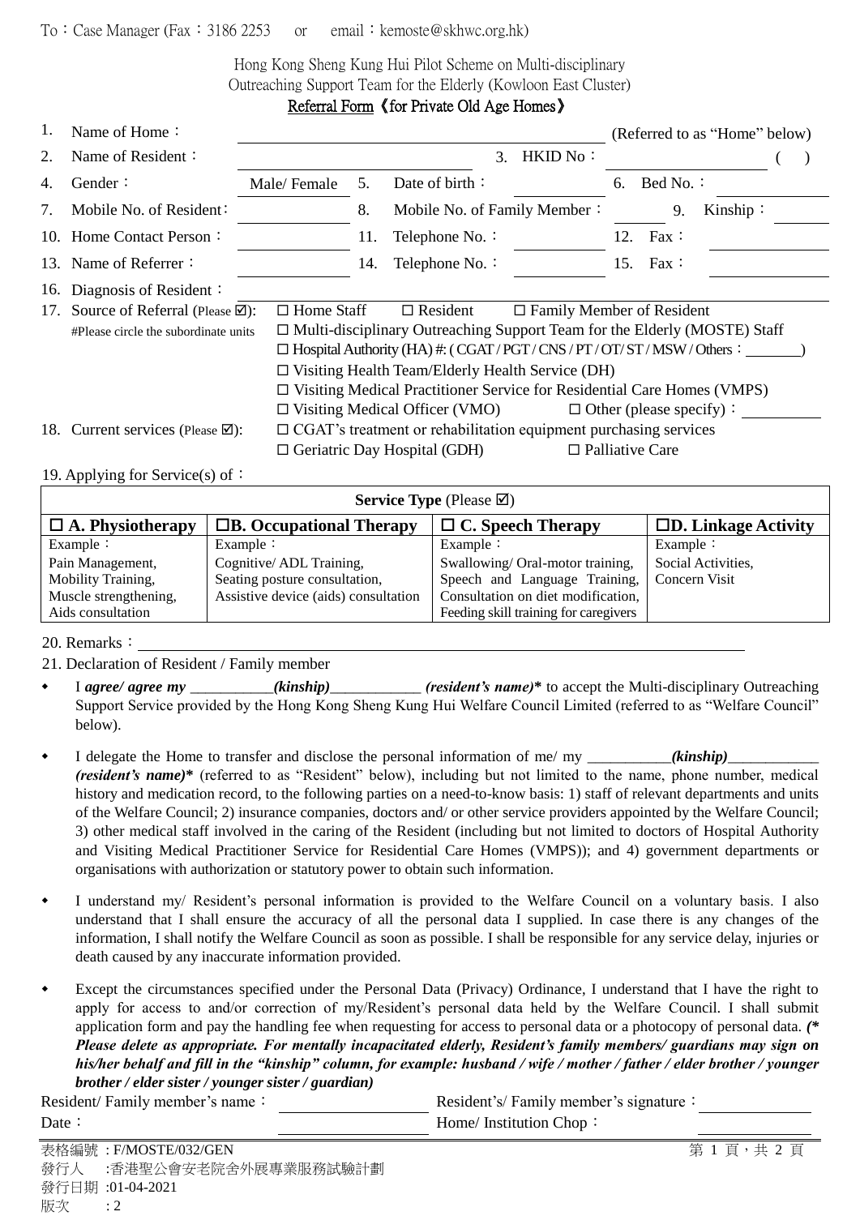To：Case Manager (Fax：3186 2253 or email：kemoste@skhwc.org.hk)

Hong Kong Sheng Kung Hui Pilot Scheme on Multi-disciplinary Outreaching Support Team for the Elderly (Kowloon East Cluster)

**Referral Form《for Private Old Age Homes》**

1. Name of Home：\_\_\_\_\_\_\_\_\_\_\_\_\_\_\_\_\_\_\_\_ (Referred to as "Home" below)
2. Name of Resident：\_\_\_\_\_\_\_\_\_\_\_\_\_\_\_\_\_\_\_\_ 3. HKID No：\_\_\_\_\_\_\_\_\_\_\_\_ ( )
4. Gender：Male/ Female 5. Date of birth：\_\_\_\_\_\_\_\_ 6. Bed No.：\_\_\_\_\_\_\_\_
7. Mobile No. of Resident：\_\_\_\_\_\_\_\_ 8. Mobile No. of Family Member：\_\_\_\_\_\_\_\_ 9. Kinship：\_\_\_\_\_\_\_\_
10. Home Contact Person：\_\_\_\_\_\_\_\_ 11. Telephone No.：\_\_\_\_\_\_\_\_ 12. Fax：\_\_\_\_\_\_\_\_
13. Name of Referrer：\_\_\_\_\_\_\_\_ 14. Telephone No.：\_\_\_\_\_\_\_\_ 15. Fax：\_\_\_\_\_\_\_\_
16. Diagnosis of Resident：\_\_\_\_\_\_\_\_\_\_\_\_\_\_\_\_\_\_\_\_
17. Source of Referral (Please ☑): ☐ Home Staff ☐ Resident ☐ Family Member of Resident
    #Please circle the subordinate units
    - ☐ Multi-disciplinary Outreaching Support Team for the Elderly (MOSTE) Staff
    - ☐ Hospital Authority (HA) #: ( CGAT / PGT / CNS / PT / OT/ ST / MSW / Others：\_\_\_\_\_\_\_\_)
    - ☐ Visiting Health Team/Elderly Health Service (DH)
    - ☐ Visiting Medical Practitioner Service for Residential Care Homes (VMPS)
    - ☐ Visiting Medical Officer (VMO) ☐ Other (please specify)：\_\_\_\_\_\_\_\_
18. Current services (Please ☑):
    - ☐ CGAT's treatment or rehabilitation equipment purchasing services
    - ☐ Geriatric Day Hospital (GDH) ☐ Palliative Care

19. Applying for Service(s) of：

| **Service Type** (Please ☑) | | | |
|---|---|---|---|
| **☐ A. Physiotherapy** | **☐B. Occupational Therapy** | **☐ C. Speech Therapy** | **☐D. Linkage Activity** |
| Example：<br>Pain Management,<br>Mobility Training,<br>Muscle strengthening,<br>Aids consultation | Example：<br>Cognitive/ ADL Training,<br>Seating posture consultation,<br>Assistive device (aids) consultation | Example：<br>Swallowing/ Oral-motor training,<br>Speech and Language Training,<br>Consultation on diet modification,<br>Feeding skill training for caregivers | Example：<br>Social Activities,<br>Concern Visit |

20. Remarks：\_\_\_\_\_\_\_\_\_\_\_\_\_\_\_\_\_\_\_\_\_\_\_\_\_\_\_\_\_\_\_\_\_\_\_\_\_\_\_\_

21. Declaration of Resident / Family member

- I ***agree/ agree my*** \_\_\_\_\_\_\_\_\_\_\_***(kinship)***\_\_\_\_\_\_\_\_\_\_\_\_ ***(resident's name)\**** to accept the Multi-disciplinary Outreaching Support Service provided by the Hong Kong Sheng Kung Hui Welfare Council Limited (referred to as "Welfare Council" below).
- I delegate the Home to transfer and disclose the personal information of me/ my \_\_\_\_\_\_\_\_\_\_\_***(kinship)***\_\_\_\_\_\_\_\_\_\_\_\_ ***(resident's name)\**** (referred to as "Resident" below), including but not limited to the name, phone number, medical history and medication record, to the following parties on a need-to-know basis: 1) staff of relevant departments and units of the Welfare Council; 2) insurance companies, doctors and/ or other service providers appointed by the Welfare Council; 3) other medical staff involved in the caring of the Resident (including but not limited to doctors of Hospital Authority and Visiting Medical Practitioner Service for Residential Care Homes (VMPS)); and 4) government departments or organisations with authorization or statutory power to obtain such information.
- I understand my/ Resident's personal information is provided to the Welfare Council on a voluntary basis. I also understand that I shall ensure the accuracy of all the personal data I supplied. In case there is any changes of the information, I shall notify the Welfare Council as soon as possible. I shall be responsible for any service delay, injuries or death caused by any inaccurate information provided.
- Except the circumstances specified under the Personal Data (Privacy) Ordinance, I understand that I have the right to apply for access to and/or correction of my/Resident's personal data held by the Welfare Council. I shall submit application form and pay the handling fee when requesting for access to personal data or a photocopy of personal data. ***(\* Please delete as appropriate. For mentally incapacitated elderly, Resident's family members/ guardians may sign on his/her behalf and fill in the "kinship" column, for example: husband / wife / mother / father / elder brother / younger brother / elder sister / younger sister / guardian)***

Resident/ Family member's name：\_\_\_\_\_\_\_\_\_\_\_\_ Resident's/ Family member's signature：\_\_\_\_\_\_\_\_\_\_\_\_

Date：\_\_\_\_\_\_\_\_\_\_\_\_ Home/ Institution Chop：\_\_\_\_\_\_\_\_\_\_\_\_

表格編號 : F/MOSTE/032/GEN
發行人 :香港聖公會安老院舍外展專業服務試驗計劃
發行日期 :01-04-2021
版次 : 2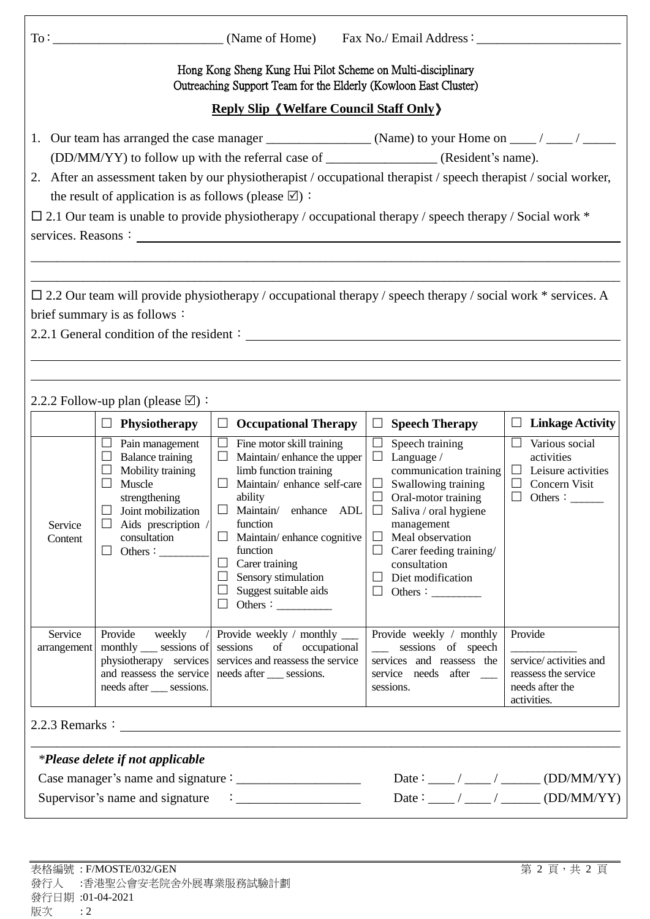To：_________________________ (Name of Home)  Fax No./ Email Address：______________________

Hong Kong Sheng Kung Hui Pilot Scheme on Multi-disciplinary Outreaching Support Team for the Elderly (Kowloon East Cluster)

**Reply Slip《Welfare Council Staff Only》**

1. Our team has arranged the case manager _______________ (Name) to your Home on ____ / ____ / _____ (DD/MM/YY) to follow up with the referral case of ________________ (Resident's name).
2. After an assessment taken by our physiotherapist / occupational therapist / speech therapist / social worker, the result of application is as follows (please ☑)：

☐ 2.1 Our team is unable to provide physiotherapy / occupational therapy / speech therapy / Social work * services. Reasons：______________________________________________________________

_____________________________________________________________________________

_____________________________________________________________________________

☐ 2.2 Our team will provide physiotherapy / occupational therapy / speech therapy / social work * services. A brief summary is as follows：

2.2.1 General condition of the resident：______________________________________________

_____________________________________________________________________________

_____________________________________________________________________________

2.2.2 Follow-up plan (please ☑)：

| | ☐ **Physiotherapy** | ☐ **Occupational Therapy** | ☐ **Speech Therapy** | ☐ **Linkage Activity** |
|---|---|---|---|---|
| Service Content | ☐ Pain management<br>☐ Balance training<br>☐ Mobility training<br>☐ Muscle strengthening<br>☐ Joint mobilization<br>☐ Aids prescription / consultation<br>☐ Others：_________ | ☐ Fine motor skill training<br>☐ Maintain/ enhance the upper limb function training<br>☐ Maintain/ enhance self-care ability<br>☐ Maintain/ enhance ADL function<br>☐ Maintain/ enhance cognitive function<br>☐ Carer training<br>☐ Sensory stimulation<br>☐ Suggest suitable aids<br>☐ Others：__________ | ☐ Speech training<br>☐ Language / communication training<br>☐ Swallowing training<br>☐ Oral-motor training<br>☐ Saliva / oral hygiene management<br>☐ Meal observation<br>☐ Carer feeding training/ consultation<br>☐ Diet modification<br>☐ Others：_________ | ☐ Various social activities<br>☐ Leisure activities<br>☐ Concern Visit<br>☐ Others：______ |
| Service arrangement | Provide weekly / monthly ___ sessions of physiotherapy services and reassess the service needs after ___ sessions. | Provide weekly / monthly ___ sessions of occupational services and reassess the service needs after ___ sessions. | Provide weekly / monthly ___ sessions of speech services and reassess the service needs after ___ sessions. | Provide ___________ service/ activities and reassess the service needs after the activities. |

2.2.3 Remarks：______________________________________________________________

_____________________________________________________________________________

*\*Please delete if not applicable*

Case manager's name and signature：___________________  Date：____ / ____ / ______ (DD/MM/YY)

Supervisor's name and signature　：___________________  Date：____ / ____ / ______ (DD/MM/YY)

表格編號 : F/MOSTE/032/GEN
發行人　:香港聖公會安老院舍外展專業服務試驗計劃
發行日期 :01-04-2021
版次　　: 2